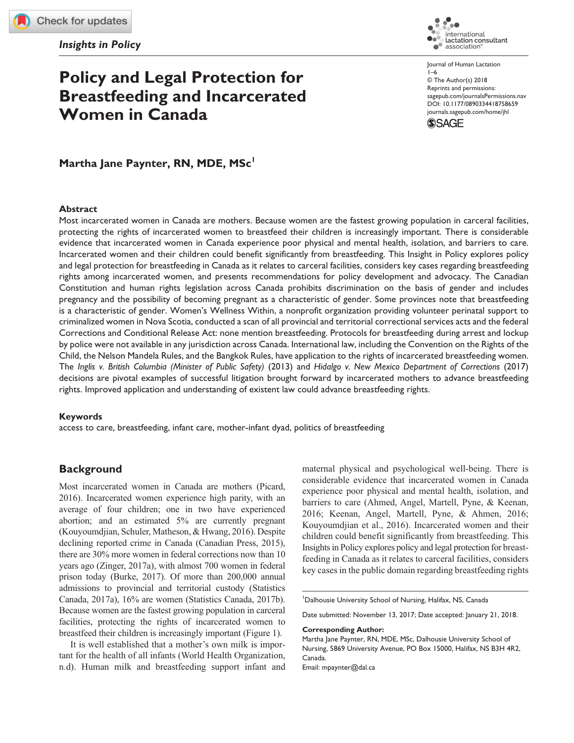*Insights in Policy*

# Policy and Legal Protection for Breastfeeding and Incarcerated Women in Canada

Journal of Human Lactation
1–6
© The Author(s) 2018
Reprints and permissions: sagepub.com/journalsPermissions.nav
DOI: 10.1177/0890334418758659
journals.sagepub.com/home/jhl

**Martha Jane Paynter, RN, MDE, MSc**[1]

## Abstract

Most incarcerated women in Canada are mothers. Because women are the fastest growing population in carceral facilities, protecting the rights of incarcerated women to breastfeed their children is increasingly important. There is considerable evidence that incarcerated women in Canada experience poor physical and mental health, isolation, and barriers to care. Incarcerated women and their children could benefit significantly from breastfeeding. This Insight in Policy explores policy and legal protection for breastfeeding in Canada as it relates to carceral facilities, considers key cases regarding breastfeeding rights among incarcerated women, and presents recommendations for policy development and advocacy. The Canadian Constitution and human rights legislation across Canada prohibits discrimination on the basis of gender and includes pregnancy and the possibility of becoming pregnant as a characteristic of gender. Some provinces note that breastfeeding is a characteristic of gender. Women's Wellness Within, a nonprofit organization providing volunteer perinatal support to criminalized women in Nova Scotia, conducted a scan of all provincial and territorial correctional services acts and the federal Corrections and Conditional Release Act: none mention breastfeeding. Protocols for breastfeeding during arrest and lockup by police were not available in any jurisdiction across Canada. International law, including the Convention on the Rights of the Child, the Nelson Mandela Rules, and the Bangkok Rules, have application to the rights of incarcerated breastfeeding women. The *Inglis v. British Columbia (Minister of Public Safety)* (2013) and *Hidalgo v. New Mexico Department of Corrections* (2017) decisions are pivotal examples of successful litigation brought forward by incarcerated mothers to advance breastfeeding rights. Improved application and understanding of existent law could advance breastfeeding rights.

### Keywords

access to care, breastfeeding, infant care, mother-infant dyad, politics of breastfeeding

## Background

Most incarcerated women in Canada are mothers (Picard, 2016). Incarcerated women experience high parity, with an average of four children; one in two have experienced abortion; and an estimated 5% are currently pregnant (Kouyoumdjian, Schuler, Matheson, & Hwang, 2016). Despite declining reported crime in Canada (Canadian Press, 2015), there are 30% more women in federal corrections now than 10 years ago (Zinger, 2017a), with almost 700 women in federal prison today (Burke, 2017). Of more than 200,000 annual admissions to provincial and territorial custody (Statistics Canada, 2017a), 16% are women (Statistics Canada, 2017b). Because women are the fastest growing population in carceral facilities, protecting the rights of incarcerated women to breastfeed their children is increasingly important (Figure 1).

It is well established that a mother's own milk is important for the health of all infants (World Health Organization, n.d). Human milk and breastfeeding support infant and maternal physical and psychological well-being. There is considerable evidence that incarcerated women in Canada experience poor physical and mental health, isolation, and barriers to care (Ahmed, Angel, Martell, Pyne, & Keenan, 2016; Keenan, Angel, Martell, Pyne, & Ahmen, 2016; Kouyoumdjian et al., 2016). Incarcerated women and their children could benefit significantly from breastfeeding. This Insights in Policy explores policy and legal protection for breastfeeding in Canada as it relates to carceral facilities, considers key cases in the public domain regarding breastfeeding rights

[1]Dalhousie University School of Nursing, Halifax, NS, Canada

Date submitted: November 13, 2017; Date accepted: January 21, 2018.

**Corresponding Author:**
Martha Jane Paynter, RN, MDE, MSc, Dalhousie University School of Nursing, 5869 University Avenue, PO Box 15000, Halifax, NS B3H 4R2, Canada.
Email: mpaynter@dal.ca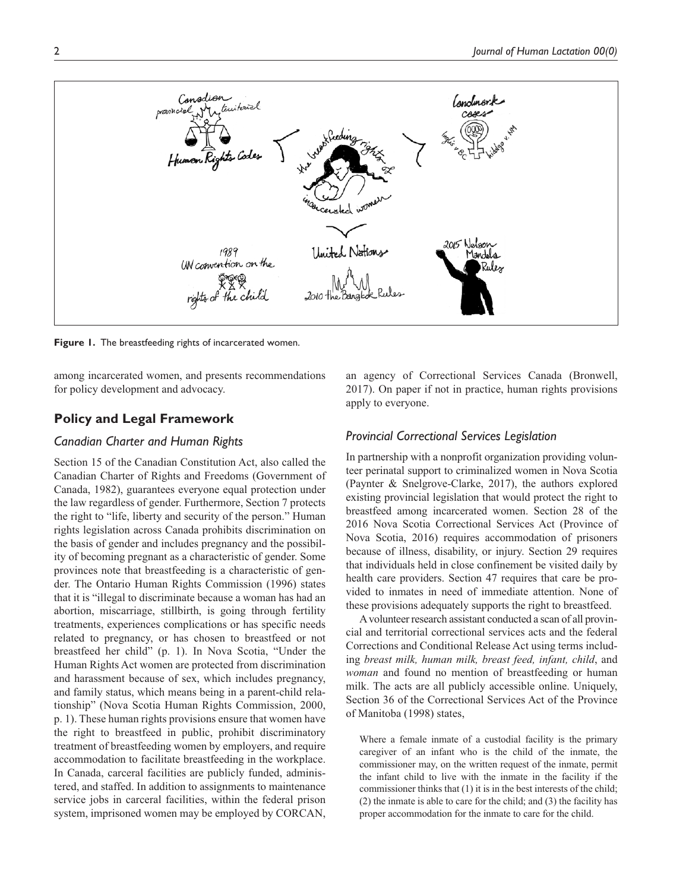**Figure 1.** The breastfeeding rights of incarcerated women.

among incarcerated women, and presents recommendations for policy development and advocacy.

## Policy and Legal Framework

### *Canadian Charter and Human Rights*

Section 15 of the Canadian Constitution Act, also called the Canadian Charter of Rights and Freedoms (Government of Canada, 1982), guarantees everyone equal protection under the law regardless of gender. Furthermore, Section 7 protects the right to "life, liberty and security of the person." Human rights legislation across Canada prohibits discrimination on the basis of gender and includes pregnancy and the possibility of becoming pregnant as a characteristic of gender. Some provinces note that breastfeeding is a characteristic of gender. The Ontario Human Rights Commission (1996) states that it is "illegal to discriminate because a woman has had an abortion, miscarriage, stillbirth, is going through fertility treatments, experiences complications or has specific needs related to pregnancy, or has chosen to breastfeed or not breastfeed her child" (p. 1). In Nova Scotia, "Under the Human Rights Act women are protected from discrimination and harassment because of sex, which includes pregnancy, and family status, which means being in a parent-child relationship" (Nova Scotia Human Rights Commission, 2000, p. 1). These human rights provisions ensure that women have the right to breastfeed in public, prohibit discriminatory treatment of breastfeeding women by employers, and require accommodation to facilitate breastfeeding in the workplace. In Canada, carceral facilities are publicly funded, administered, and staffed. In addition to assignments to maintenance service jobs in carceral facilities, within the federal prison system, imprisoned women may be employed by CORCAN, an agency of Correctional Services Canada (Bronwell, 2017). On paper if not in practice, human rights provisions apply to everyone.

### *Provincial Correctional Services Legislation*

In partnership with a nonprofit organization providing volunteer perinatal support to criminalized women in Nova Scotia (Paynter & Snelgrove-Clarke, 2017), the authors explored existing provincial legislation that would protect the right to breastfeed among incarcerated women. Section 28 of the 2016 Nova Scotia Correctional Services Act (Province of Nova Scotia, 2016) requires accommodation of prisoners because of illness, disability, or injury. Section 29 requires that individuals held in close confinement be visited daily by health care providers. Section 47 requires that care be provided to inmates in need of immediate attention. None of these provisions adequately supports the right to breastfeed.

A volunteer research assistant conducted a scan of all provincial and territorial correctional services acts and the federal Corrections and Conditional Release Act using terms including *breast milk, human milk, breast feed, infant, child*, and *woman* and found no mention of breastfeeding or human milk. The acts are all publicly accessible online. Uniquely, Section 36 of the Correctional Services Act of the Province of Manitoba (1998) states,

> Where a female inmate of a custodial facility is the primary caregiver of an infant who is the child of the inmate, the commissioner may, on the written request of the inmate, permit the infant child to live with the inmate in the facility if the commissioner thinks that (1) it is in the best interests of the child; (2) the inmate is able to care for the child; and (3) the facility has proper accommodation for the inmate to care for the child.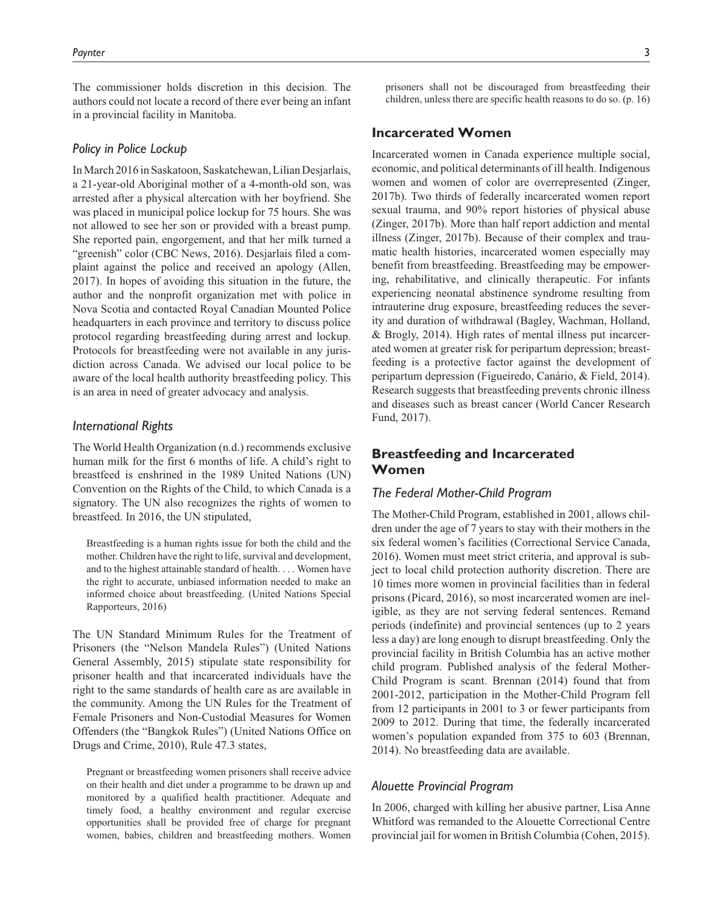The commissioner holds discretion in this decision. The authors could not locate a record of there ever being an infant in a provincial facility in Manitoba.

### *Policy in Police Lockup*

In March 2016 in Saskatoon, Saskatchewan, Lilian Desjarlais, a 21-year-old Aboriginal mother of a 4-month-old son, was arrested after a physical altercation with her boyfriend. She was placed in municipal police lockup for 75 hours. She was not allowed to see her son or provided with a breast pump. She reported pain, engorgement, and that her milk turned a "greenish" color (CBC News, 2016). Desjarlais filed a complaint against the police and received an apology (Allen, 2017). In hopes of avoiding this situation in the future, the author and the nonprofit organization met with police in Nova Scotia and contacted Royal Canadian Mounted Police headquarters in each province and territory to discuss police protocol regarding breastfeeding during arrest and lockup. Protocols for breastfeeding were not available in any jurisdiction across Canada. We advised our local police to be aware of the local health authority breastfeeding policy. This is an area in need of greater advocacy and analysis.

### *International Rights*

The World Health Organization (n.d.) recommends exclusive human milk for the first 6 months of life. A child's right to breastfeed is enshrined in the 1989 United Nations (UN) Convention on the Rights of the Child, to which Canada is a signatory. The UN also recognizes the rights of women to breastfeed. In 2016, the UN stipulated,

> Breastfeeding is a human rights issue for both the child and the mother. Children have the right to life, survival and development, and to the highest attainable standard of health. . . . Women have the right to accurate, unbiased information needed to make an informed choice about breastfeeding. (United Nations Special Rapporteurs, 2016)

The UN Standard Minimum Rules for the Treatment of Prisoners (the "Nelson Mandela Rules") (United Nations General Assembly, 2015) stipulate state responsibility for prisoner health and that incarcerated individuals have the right to the same standards of health care as are available in the community. Among the UN Rules for the Treatment of Female Prisoners and Non-Custodial Measures for Women Offenders (the "Bangkok Rules") (United Nations Office on Drugs and Crime, 2010), Rule 47.3 states,

> Pregnant or breastfeeding women prisoners shall receive advice on their health and diet under a programme to be drawn up and monitored by a qualified health practitioner. Adequate and timely food, a healthy environment and regular exercise opportunities shall be provided free of charge for pregnant women, babies, children and breastfeeding mothers. Women prisoners shall not be discouraged from breastfeeding their children, unless there are specific health reasons to do so. (p. 16)

## Incarcerated Women

Incarcerated women in Canada experience multiple social, economic, and political determinants of ill health. Indigenous women and women of color are overrepresented (Zinger, 2017b). Two thirds of federally incarcerated women report sexual trauma, and 90% report histories of physical abuse (Zinger, 2017b). More than half report addiction and mental illness (Zinger, 2017b). Because of their complex and traumatic health histories, incarcerated women especially may benefit from breastfeeding. Breastfeeding may be empowering, rehabilitative, and clinically therapeutic. For infants experiencing neonatal abstinence syndrome resulting from intrauterine drug exposure, breastfeeding reduces the severity and duration of withdrawal (Bagley, Wachman, Holland, & Brogly, 2014). High rates of mental illness put incarcerated women at greater risk for peripartum depression; breastfeeding is a protective factor against the development of peripartum depression (Figueiredo, Canário, & Field, 2014). Research suggests that breastfeeding prevents chronic illness and diseases such as breast cancer (World Cancer Research Fund, 2017).

## Breastfeeding and Incarcerated Women

### *The Federal Mother-Child Program*

The Mother-Child Program, established in 2001, allows children under the age of 7 years to stay with their mothers in the six federal women's facilities (Correctional Service Canada, 2016). Women must meet strict criteria, and approval is subject to local child protection authority discretion. There are 10 times more women in provincial facilities than in federal prisons (Picard, 2016), so most incarcerated women are ineligible, as they are not serving federal sentences. Remand periods (indefinite) and provincial sentences (up to 2 years less a day) are long enough to disrupt breastfeeding. Only the provincial facility in British Columbia has an active mother child program. Published analysis of the federal Mother-Child Program is scant. Brennan (2014) found that from 2001-2012, participation in the Mother-Child Program fell from 12 participants in 2001 to 3 or fewer participants from 2009 to 2012. During that time, the federally incarcerated women's population expanded from 375 to 603 (Brennan, 2014). No breastfeeding data are available.

### *Alouette Provincial Program*

In 2006, charged with killing her abusive partner, Lisa Anne Whitford was remanded to the Alouette Correctional Centre provincial jail for women in British Columbia (Cohen, 2015).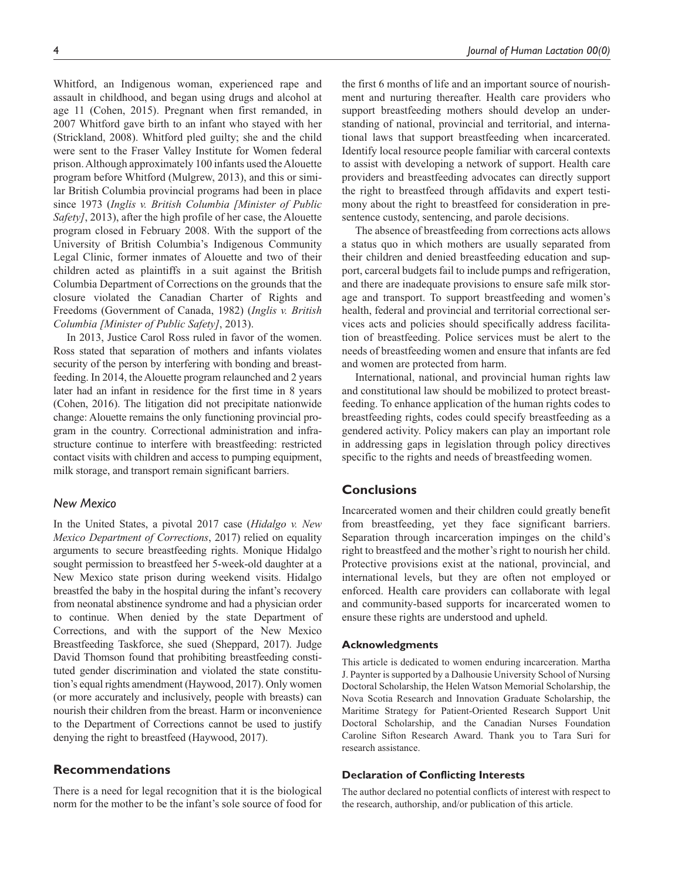Whitford, an Indigenous woman, experienced rape and assault in childhood, and began using drugs and alcohol at age 11 (Cohen, 2015). Pregnant when first remanded, in 2007 Whitford gave birth to an infant who stayed with her (Strickland, 2008). Whitford pled guilty; she and the child were sent to the Fraser Valley Institute for Women federal prison. Although approximately 100 infants used the Alouette program before Whitford (Mulgrew, 2013), and this or similar British Columbia provincial programs had been in place since 1973 (*Inglis v. British Columbia [Minister of Public Safety]*, 2013), after the high profile of her case, the Alouette program closed in February 2008. With the support of the University of British Columbia's Indigenous Community Legal Clinic, former inmates of Alouette and two of their children acted as plaintiffs in a suit against the British Columbia Department of Corrections on the grounds that the closure violated the Canadian Charter of Rights and Freedoms (Government of Canada, 1982) (*Inglis v. British Columbia [Minister of Public Safety]*, 2013).

In 2013, Justice Carol Ross ruled in favor of the women. Ross stated that separation of mothers and infants violates security of the person by interfering with bonding and breastfeeding. In 2014, the Alouette program relaunched and 2 years later had an infant in residence for the first time in 8 years (Cohen, 2016). The litigation did not precipitate nationwide change: Alouette remains the only functioning provincial program in the country. Correctional administration and infrastructure continue to interfere with breastfeeding: restricted contact visits with children and access to pumping equipment, milk storage, and transport remain significant barriers.

### *New Mexico*

In the United States, a pivotal 2017 case (*Hidalgo v. New Mexico Department of Corrections*, 2017) relied on equality arguments to secure breastfeeding rights. Monique Hidalgo sought permission to breastfeed her 5-week-old daughter at a New Mexico state prison during weekend visits. Hidalgo breastfed the baby in the hospital during the infant's recovery from neonatal abstinence syndrome and had a physician order to continue. When denied by the state Department of Corrections, and with the support of the New Mexico Breastfeeding Taskforce, she sued (Sheppard, 2017). Judge David Thomson found that prohibiting breastfeeding constituted gender discrimination and violated the state constitution's equal rights amendment (Haywood, 2017). Only women (or more accurately and inclusively, people with breasts) can nourish their children from the breast. Harm or inconvenience to the Department of Corrections cannot be used to justify denying the right to breastfeed (Haywood, 2017).

## Recommendations

There is a need for legal recognition that it is the biological norm for the mother to be the infant's sole source of food for the first 6 months of life and an important source of nourishment and nurturing thereafter. Health care providers who support breastfeeding mothers should develop an understanding of national, provincial and territorial, and international laws that support breastfeeding when incarcerated. Identify local resource people familiar with carceral contexts to assist with developing a network of support. Health care providers and breastfeeding advocates can directly support the right to breastfeed through affidavits and expert testimony about the right to breastfeed for consideration in presentence custody, sentencing, and parole decisions.

The absence of breastfeeding from corrections acts allows a status quo in which mothers are usually separated from their children and denied breastfeeding education and support, carceral budgets fail to include pumps and refrigeration, and there are inadequate provisions to ensure safe milk storage and transport. To support breastfeeding and women's health, federal and provincial and territorial correctional services acts and policies should specifically address facilitation of breastfeeding. Police services must be alert to the needs of breastfeeding women and ensure that infants are fed and women are protected from harm.

International, national, and provincial human rights law and constitutional law should be mobilized to protect breastfeeding. To enhance application of the human rights codes to breastfeeding rights, codes could specify breastfeeding as a gendered activity. Policy makers can play an important role in addressing gaps in legislation through policy directives specific to the rights and needs of breastfeeding women.

## Conclusions

Incarcerated women and their children could greatly benefit from breastfeeding, yet they face significant barriers. Separation through incarceration impinges on the child's right to breastfeed and the mother's right to nourish her child. Protective provisions exist at the national, provincial, and international levels, but they are often not employed or enforced. Health care providers can collaborate with legal and community-based supports for incarcerated women to ensure these rights are understood and upheld.

#### Acknowledgments

This article is dedicated to women enduring incarceration. Martha J. Paynter is supported by a Dalhousie University School of Nursing Doctoral Scholarship, the Helen Watson Memorial Scholarship, the Nova Scotia Research and Innovation Graduate Scholarship, the Maritime Strategy for Patient-Oriented Research Support Unit Doctoral Scholarship, and the Canadian Nurses Foundation Caroline Sifton Research Award. Thank you to Tara Suri for research assistance.

#### Declaration of Conflicting Interests

The author declared no potential conflicts of interest with respect to the research, authorship, and/or publication of this article.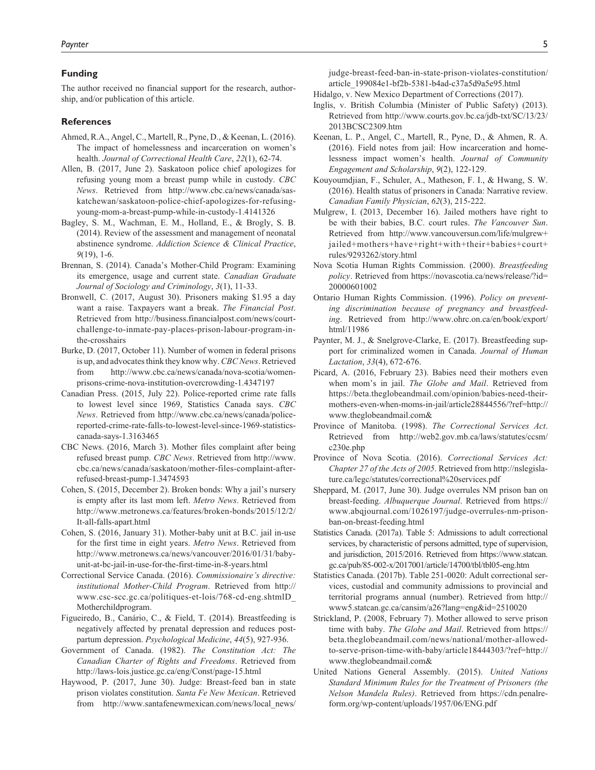## Funding

The author received no financial support for the research, authorship, and/or publication of this article.

## References

Ahmed, R.A., Angel, C., Martell, R., Pyne, D., & Keenan, L. (2016). The impact of homelessness and incarceration on women's health. *Journal of Correctional Health Care*, *22*(1), 62-74.

Allen, B. (2017, June 2). Saskatoon police chief apologizes for refusing young mom a breast pump while in custody. *CBC News*. Retrieved from http://www.cbc.ca/news/canada/saskatchewan/saskatoon-police-chief-apologizes-for-refusing-young-mom-a-breast-pump-while-in-custody-1.4141326

Bagley, S. M., Wachman, E. M., Holland, E., & Brogly, S. B. (2014). Review of the assessment and management of neonatal abstinence syndrome. *Addiction Science & Clinical Practice*, *9*(19), 1-6.

Brennan, S. (2014). Canada's Mother-Child Program: Examining its emergence, usage and current state. *Canadian Graduate Journal of Sociology and Criminology*, *3*(1), 11-33.

Bronwell, C. (2017, August 30). Prisoners making $1.95 a day want a raise. Taxpayers want a break. *The Financial Post*. Retrieved from http://business.financialpost.com/news/court-challenge-to-inmate-pay-places-prison-labour-program-in-the-crosshairs

Burke, D. (2017, October 11). Number of women in federal prisons is up, and advocates think they know why. *CBC News*. Retrieved from http://www.cbc.ca/news/canada/nova-scotia/women-prisons-crime-nova-institution-overcrowding-1.4347197

Canadian Press. (2015, July 22). Police-reported crime rate falls to lowest level since 1969, Statistics Canada says. *CBC News*. Retrieved from http://www.cbc.ca/news/canada/police-reported-crime-rate-falls-to-lowest-level-since-1969-statistics-canada-says-1.3163465

CBC News. (2016, March 3). Mother files complaint after being refused breast pump. *CBC News*. Retrieved from http://www.cbc.ca/news/canada/saskatoon/mother-files-complaint-after-refused-breast-pump-1.3474593

Cohen, S. (2015, December 2). Broken bonds: Why a jail's nursery is empty after its last mom left. *Metro News*. Retrieved from http://www.metronews.ca/features/broken-bonds/2015/12/2/It-all-falls-apart.html

Cohen, S. (2016, January 31). Mother-baby unit at B.C. jail in-use for the first time in eight years. *Metro News*. Retrieved from http://www.metronews.ca/news/vancouver/2016/01/31/baby-unit-at-bc-jail-in-use-for-the-first-time-in-8-years.html

Correctional Service Canada. (2016). *Commissionaire's directive: institutional Mother-Child Program*. Retrieved from http://www.csc-scc.gc.ca/politiques-et-lois/768-cd-eng.shtmlD_Motherchildprogram.

Figueiredo, B., Canário, C., & Field, T. (2014). Breastfeeding is negatively affected by prenatal depression and reduces postpartum depression. *Psychological Medicine*, *44*(5), 927-936.

Government of Canada. (1982). *The Constitution Act: The Canadian Charter of Rights and Freedoms*. Retrieved from http://laws-lois.justice.gc.ca/eng/Const/page-15.html

Haywood, P. (2017, June 30). Judge: Breast-feed ban in state prison violates constitution. *Santa Fe New Mexican*. Retrieved from http://www.santafenewmexican.com/news/local_news/judge-breast-feed-ban-in-state-prison-violates-constitution/article_199084e1-bf2b-5381-b4ad-c37a5d9a5e95.html

Hidalgo, v. New Mexico Department of Corrections (2017).

Inglis, v. British Columbia (Minister of Public Safety) (2013). Retrieved from http://www.courts.gov.bc.ca/jdb-txt/SC/13/23/2013BCSC2309.htm

Keenan, L. P., Angel, C., Martell, R., Pyne, D., & Ahmen, R. A. (2016). Field notes from jail: How incarceration and homelessness impact women's health. *Journal of Community Engagement and Scholarship*, *9*(2), 122-129.

Kouyoumdjian, F., Schuler, A., Matheson, F. I., & Hwang, S. W. (2016). Health status of prisoners in Canada: Narrative review. *Canadian Family Physician*, *62*(3), 215-222.

Mulgrew, I. (2013, December 16). Jailed mothers have right to be with their babies, B.C. court rules. *The Vancouver Sun*. Retrieved from http://www.vancouversun.com/life/mulgrew+jailed+mothers+have+right+with+their+babies+court+rules/9293262/story.html

Nova Scotia Human Rights Commission. (2000). *Breastfeeding policy*. Retrieved from https://novascotia.ca/news/release/?id=20000601002

Ontario Human Rights Commission. (1996). *Policy on preventing discrimination because of pregnancy and breastfeeding*. Retrieved from http://www.ohrc.on.ca/en/book/export/html/11986

Paynter, M. J., & Snelgrove-Clarke, E. (2017). Breastfeeding support for criminalized women in Canada. *Journal of Human Lactation*, *33*(4), 672-676.

Picard, A. (2016, February 23). Babies need their mothers even when mom's in jail. *The Globe and Mail*. Retrieved from https://beta.theglobeandmail.com/opinion/babies-need-their-mothers-even-when-moms-in-jail/article28844556/?ref=http://www.theglobeandmail.com&

Province of Manitoba. (1998). *The Correctional Services Act*. Retrieved from http://web2.gov.mb.ca/laws/statutes/ccsm/c230e.php

Province of Nova Scotia. (2016). *Correctional Services Act: Chapter 27 of the Acts of 2005*. Retrieved from http://nslegislature.ca/legc/statutes/correctional%20services.pdf

Sheppard, M. (2017, June 30). Judge overrules NM prison ban on breast-feeding. *Albuquerque Journal*. Retrieved from https://www.abqjournal.com/1026197/judge-overrules-nm-prison-ban-on-breast-feeding.html

Statistics Canada. (2017a). Table 5: Admissions to adult correctional services, by characteristic of persons admitted, type of supervision, and jurisdiction, 2015/2016. Retrieved from https://www.statcan.gc.ca/pub/85-002-x/2017001/article/14700/tbl/tbl05-eng.htm

Statistics Canada. (2017b). Table 251-0020: Adult correctional services, custodial and community admissions to provincial and territorial programs annual (number). Retrieved from http://www5.statcan.gc.ca/cansim/a26?lang=eng&id=2510020

Strickland, P. (2008, February 7). Mother allowed to serve prison time with baby. *The Globe and Mail*. Retrieved from https://beta.theglobeandmail.com/news/national/mother-allowed-to-serve-prison-time-with-baby/article18444303/?ref=http://www.theglobeandmail.com&

United Nations General Assembly. (2015). *United Nations Standard Minimum Rules for the Treatment of Prisoners (the Nelson Mandela Rules)*. Retrieved from https://cdn.penalreform.org/wp-content/uploads/1957/06/ENG.pdf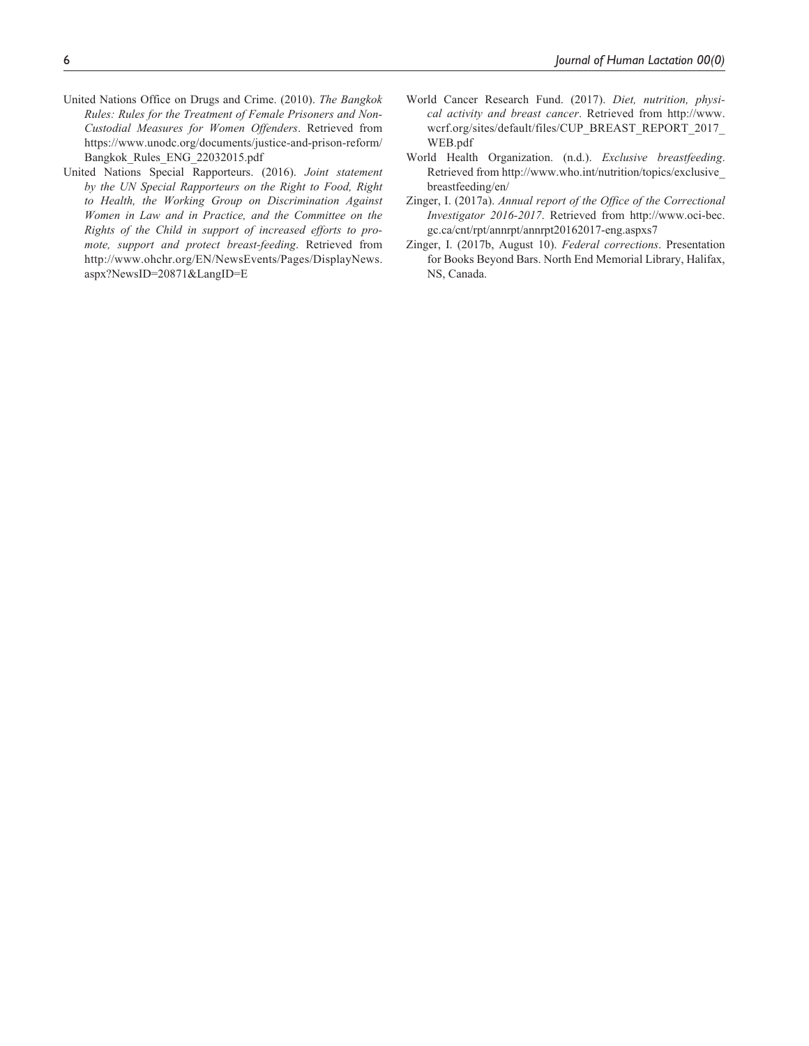United Nations Office on Drugs and Crime. (2010). *The Bangkok Rules: Rules for the Treatment of Female Prisoners and Non-Custodial Measures for Women Offenders*. Retrieved from https://www.unodc.org/documents/justice-and-prison-reform/Bangkok_Rules_ENG_22032015.pdf

United Nations Special Rapporteurs. (2016). *Joint statement by the UN Special Rapporteurs on the Right to Food, Right to Health, the Working Group on Discrimination Against Women in Law and in Practice, and the Committee on the Rights of the Child in support of increased efforts to promote, support and protect breast-feeding*. Retrieved from http://www.ohchr.org/EN/NewsEvents/Pages/DisplayNews.aspx?NewsID=20871&LangID=E

World Cancer Research Fund. (2017). *Diet, nutrition, physical activity and breast cancer*. Retrieved from http://www.wcrf.org/sites/default/files/CUP_BREAST_REPORT_2017_WEB.pdf

World Health Organization. (n.d.). *Exclusive breastfeeding*. Retrieved from http://www.who.int/nutrition/topics/exclusive_breastfeeding/en/

Zinger, I. (2017a). *Annual report of the Office of the Correctional Investigator 2016-2017*. Retrieved from http://www.oci-bec.gc.ca/cnt/rpt/annrpt/annrpt20162017-eng.aspxs7

Zinger, I. (2017b, August 10). *Federal corrections*. Presentation for Books Beyond Bars. North End Memorial Library, Halifax, NS, Canada.